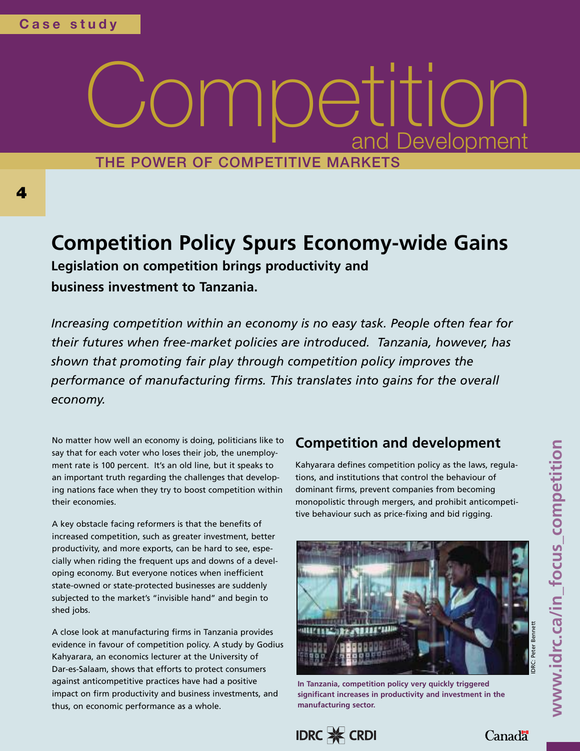Case study

# Competition and Development

THE POWER OF COMPETITIVE MARKETS

## Competition Policy Spurs Economy-wide Gains

**Legislation on competition brings productivity and business investment to Tanzania.**

*Increasing competition within an economy is no easy task. People often fear for their futures when free-market policies are introduced. Tanzania, however, has shown that promoting fair play through competition policy improves the performance of manufacturing firms. This translates into gains for the overall economy.*

No matter how well an economy is doing, politicians like to say that for each voter who loses their job, the unemployment rate is 100 percent. It's an old line, but it speaks to an important truth regarding the challenges that developing nations face when they try to boost competition within their economies.

A key obstacle facing reformers is that the benefits of increased competition, such as greater investment, better productivity, and more exports, can be hard to see, especially when riding the frequent ups and downs of a developing economy. But everyone notices when inefficient state-owned or state-protected businesses are suddenly subjected to the market's "invisible hand" and begin to shed jobs.

A close look at manufacturing firms in Tanzania provides evidence in favour of competition policy. A study by Godius Kahyarara, an economics lecturer at the University of Dar-es-Salaam, shows that efforts to protect consumers against anticompetitive practices have had a positive impact on firm productivity and business investments, and thus, on economic performance as a whole.

### Competition and development

Kahyarara defines competition policy as the laws, regulations, and institutions that control the behaviour of dominant firms, prevent companies from becoming monopolistic through mergers, and prohibit anticompetitive behaviour such as price-fixing and bid rigging.

**In Tanzania, competition policy very quickly triggered significant increases in productivity and investment in the manufacturing sector.**

IDRC: Peter Bennett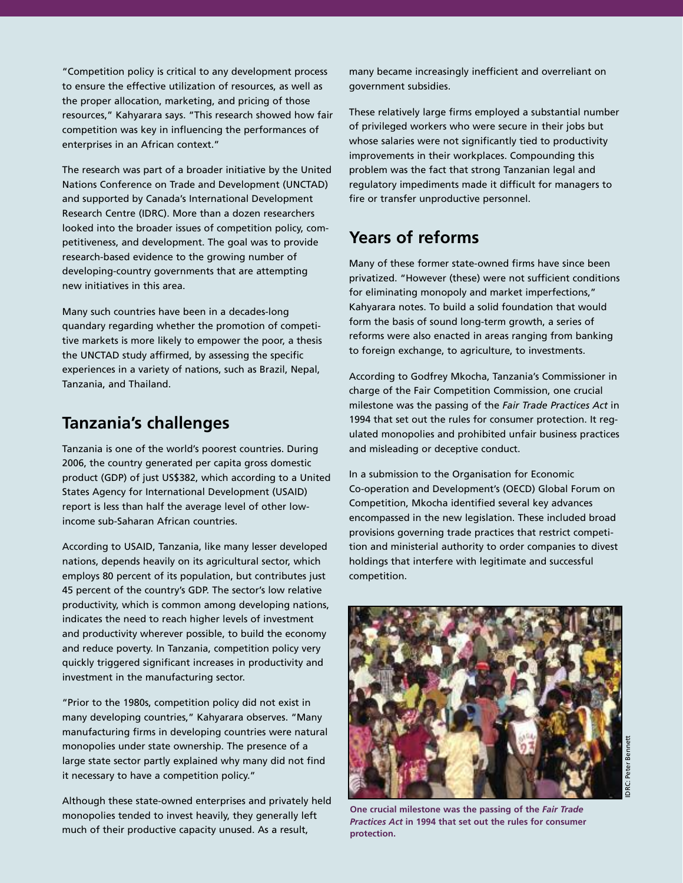"Competition policy is critical to any development process to ensure the effective utilization of resources, as well as the proper allocation, marketing, and pricing of those resources," Kahyarara says. "This research showed how fair competition was key in influencing the performances of enterprises in an African context."

The research was part of a broader initiative by the United Nations Conference on Trade and Development (UNCTAD) and supported by Canada's International Development Research Centre (IDRC). More than a dozen researchers looked into the broader issues of competition policy, competitiveness, and development. The goal was to provide research-based evidence to the growing number of developing-country governments that are attempting new initiatives in this area.

Many such countries have been in a decades-long quandary regarding whether the promotion of competitive markets is more likely to empower the poor, a thesis the UNCTAD study affirmed, by assessing the specific experiences in a variety of nations, such as Brazil, Nepal, Tanzania, and Thailand.

## Tanzania's challenges

Tanzania is one of the world's poorest countries. During 2006, the country generated per capita gross domestic product (GDP) of just US$382, which according to a United States Agency for International Development (USAID) report is less than half the average level of other low-income sub-Saharan African countries.

According to USAID, Tanzania, like many lesser developed nations, depends heavily on its agricultural sector, which employs 80 percent of its population, but contributes just 45 percent of the country's GDP. The sector's low relative productivity, which is common among developing nations, indicates the need to reach higher levels of investment and productivity wherever possible, to build the economy and reduce poverty. In Tanzania, competition policy very quickly triggered significant increases in productivity and investment in the manufacturing sector.

"Prior to the 1980s, competition policy did not exist in many developing countries," Kahyarara observes. "Many manufacturing firms in developing countries were natural monopolies under state ownership. The presence of a large state sector partly explained why many did not find it necessary to have a competition policy."

Although these state-owned enterprises and privately held monopolies tended to invest heavily, they generally left much of their productive capacity unused. As a result, many became increasingly inefficient and overreliant on government subsidies.

These relatively large firms employed a substantial number of privileged workers who were secure in their jobs but whose salaries were not significantly tied to productivity improvements in their workplaces. Compounding this problem was the fact that strong Tanzanian legal and regulatory impediments made it difficult for managers to fire or transfer unproductive personnel.

## Years of reforms

Many of these former state-owned firms have since been privatized. "However (these) were not sufficient conditions for eliminating monopoly and market imperfections," Kahyarara notes. To build a solid foundation that would form the basis of sound long-term growth, a series of reforms were also enacted in areas ranging from banking to foreign exchange, to agriculture, to investments.

According to Godfrey Mkocha, Tanzania's Commissioner in charge of the Fair Competition Commission, one crucial milestone was the passing of the *Fair Trade Practices Act* in 1994 that set out the rules for consumer protection. It regulated monopolies and prohibited unfair business practices and misleading or deceptive conduct.

In a submission to the Organisation for Economic Co-operation and Development's (OECD) Global Forum on Competition, Mkocha identified several key advances encompassed in the new legislation. These included broad provisions governing trade practices that restrict competition and ministerial authority to order companies to divest holdings that interfere with legitimate and successful competition.

IDRC: Peter Bennett

**One crucial milestone was the passing of the *Fair Trade Practices Act* in 1994 that set out the rules for consumer protection.**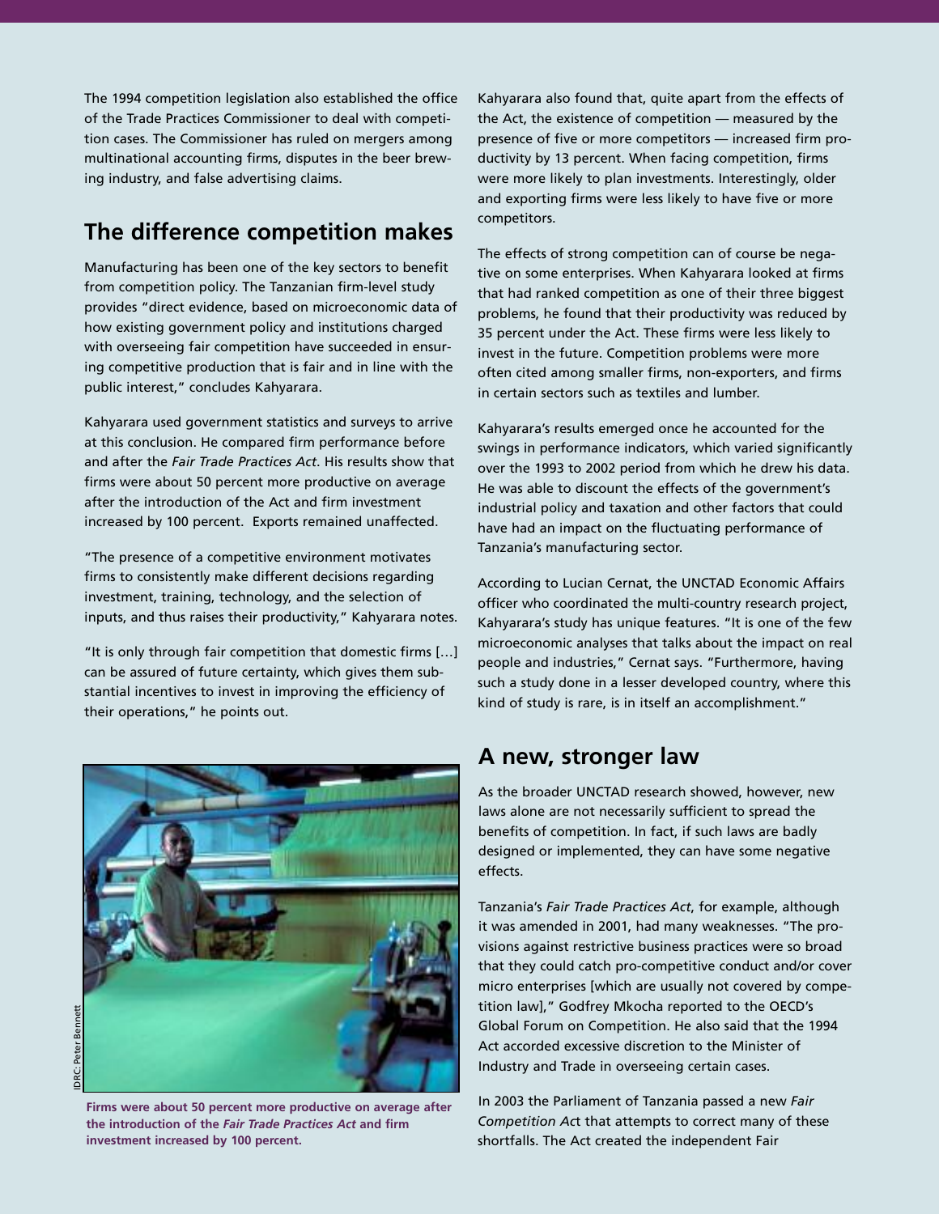The 1994 competition legislation also established the office of the Trade Practices Commissioner to deal with competition cases. The Commissioner has ruled on mergers among multinational accounting firms, disputes in the beer brewing industry, and false advertising claims.

## The difference competition makes

Manufacturing has been one of the key sectors to benefit from competition policy. The Tanzanian firm-level study provides "direct evidence, based on microeconomic data of how existing government policy and institutions charged with overseeing fair competition have succeeded in ensuring competitive production that is fair and in line with the public interest," concludes Kahyarara.

Kahyarara used government statistics and surveys to arrive at this conclusion. He compared firm performance before and after the *Fair Trade Practices Act*. His results show that firms were about 50 percent more productive on average after the introduction of the Act and firm investment increased by 100 percent. Exports remained unaffected.

"The presence of a competitive environment motivates firms to consistently make different decisions regarding investment, training, technology, and the selection of inputs, and thus raises their productivity," Kahyarara notes.

"It is only through fair competition that domestic firms […] can be assured of future certainty, which gives them substantial incentives to invest in improving the efficiency of their operations," he points out.

**Firms were about 50 percent more productive on average after the introduction of the *Fair Trade Practices Act* and firm investment increased by 100 percent.**

Kahyarara also found that, quite apart from the effects of the Act, the existence of competition — measured by the presence of five or more competitors — increased firm productivity by 13 percent. When facing competition, firms were more likely to plan investments. Interestingly, older and exporting firms were less likely to have five or more competitors.

The effects of strong competition can of course be negative on some enterprises. When Kahyarara looked at firms that had ranked competition as one of their three biggest problems, he found that their productivity was reduced by 35 percent under the Act. These firms were less likely to invest in the future. Competition problems were more often cited among smaller firms, non-exporters, and firms in certain sectors such as textiles and lumber.

Kahyarara's results emerged once he accounted for the swings in performance indicators, which varied significantly over the 1993 to 2002 period from which he drew his data. He was able to discount the effects of the government's industrial policy and taxation and other factors that could have had an impact on the fluctuating performance of Tanzania's manufacturing sector.

According to Lucian Cernat, the UNCTAD Economic Affairs officer who coordinated the multi-country research project, Kahyarara's study has unique features. "It is one of the few microeconomic analyses that talks about the impact on real people and industries," Cernat says. "Furthermore, having such a study done in a lesser developed country, where this kind of study is rare, is in itself an accomplishment."

## A new, stronger law

As the broader UNCTAD research showed, however, new laws alone are not necessarily sufficient to spread the benefits of competition. In fact, if such laws are badly designed or implemented, they can have some negative effects.

Tanzania's *Fair Trade Practices Act*, for example, although it was amended in 2001, had many weaknesses. "The provisions against restrictive business practices were so broad that they could catch pro-competitive conduct and/or cover micro enterprises [which are usually not covered by competition law]," Godfrey Mkocha reported to the OECD's Global Forum on Competition. He also said that the 1994 Act accorded excessive discretion to the Minister of Industry and Trade in overseeing certain cases.

In 2003 the Parliament of Tanzania passed a new *Fair Competition Act* that attempts to correct many of these shortfalls. The Act created the independent Fair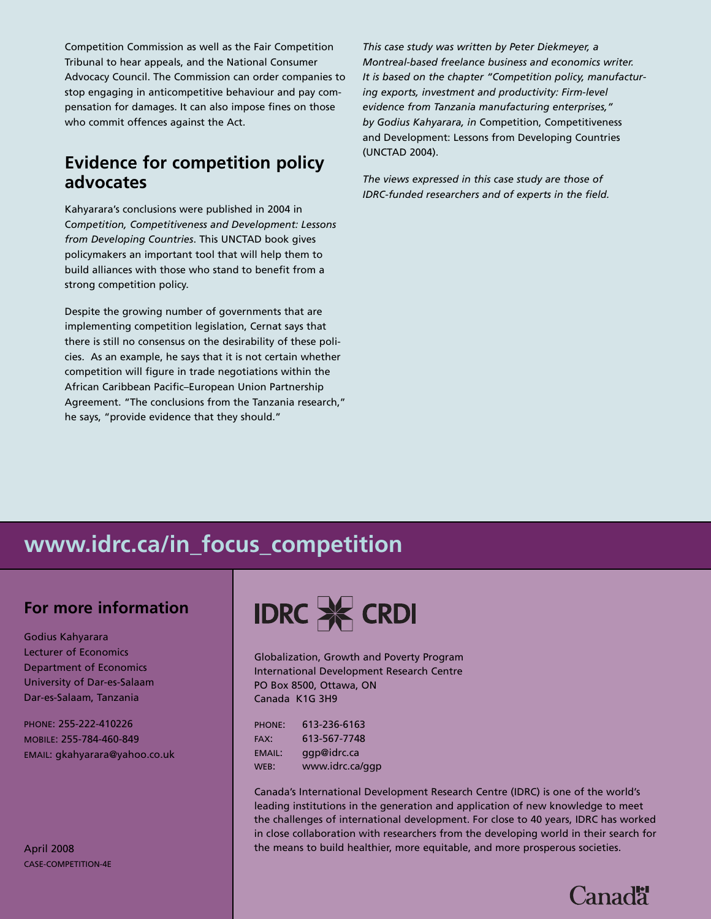Competition Commission as well as the Fair Competition Tribunal to hear appeals, and the National Consumer Advocacy Council. The Commission can order companies to stop engaging in anticompetitive behaviour and pay compensation for damages. It can also impose fines on those who commit offences against the Act.

## Evidence for competition policy advocates

Kahyarara's conclusions were published in 2004 in *Competition, Competitiveness and Development: Lessons from Developing Countries*. This UNCTAD book gives policymakers an important tool that will help them to build alliances with those who stand to benefit from a strong competition policy.

Despite the growing number of governments that are implementing competition legislation, Cernat says that there is still no consensus on the desirability of these policies. As an example, he says that it is not certain whether competition will figure in trade negotiations within the African Caribbean Pacific–European Union Partnership Agreement. "The conclusions from the Tanzania research," he says, "provide evidence that they should."

*This case study was written by Peter Diekmeyer, a Montreal-based freelance business and economics writer. It is based on the chapter "Competition policy, manufacturing exports, investment and productivity: Firm-level evidence from Tanzania manufacturing enterprises," by Godius Kahyarara, in* Competition, Competitiveness and Development: Lessons from Developing Countries (UNCTAD 2004).

*The views expressed in this case study are those of IDRC-funded researchers and of experts in the field.*

## www.idrc.ca/in_focus_competition

### For more information

Godius Kahyarara
Lecturer of Economics
Department of Economics
University of Dar-es-Salaam
Dar-es-Salaam, Tanzania

PHONE: 255-222-410226
MOBILE: 255-784-460-849
EMAIL: gkahyarara@yahoo.co.uk

IDRC CRDI

Globalization, Growth and Poverty Program
International Development Research Centre
PO Box 8500, Ottawa, ON
Canada K1G 3H9

PHONE: 613-236-6163
FAX: 613-567-7748
EMAIL: ggp@idrc.ca
WEB: www.idrc.ca/ggp

Canada's International Development Research Centre (IDRC) is one of the world's leading institutions in the generation and application of new knowledge to meet the challenges of international development. For close to 40 years, IDRC has worked in close collaboration with researchers from the developing world in their search for the means to build healthier, more equitable, and more prosperous societies.

April 2008
CASE-COMPETITION-4E

Canada